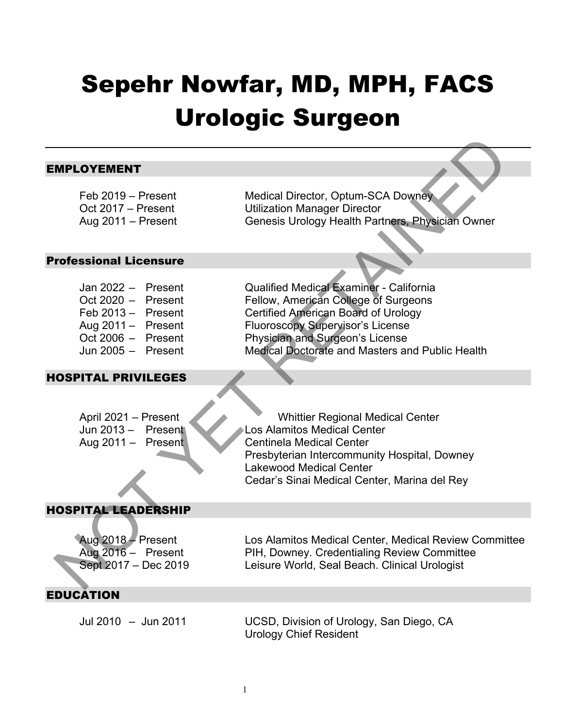# Sepehr Nowfar, MD, MPH, FACS
# Urologic Surgeon

---

## EMPLOYEMENT

| | |
|---|---|
| Feb 2019 – Present | Medical Director, Optum-SCA Downey |
| Oct 2017 – Present | Utilization Manager Director |
| Aug 2011 – Present | Genesis Urology Health Partners, Physician Owner |

## Professional Licensure

| | |
|---|---|
| Jan 2022 – Present | Qualified Medical Examiner - California |
| Oct 2020 – Present | Fellow, American College of Surgeons |
| Feb 2013 – Present | Certified American Board of Urology |
| Aug 2011 – Present | Fluoroscopy Supervisor's License |
| Oct 2006 – Present | Physician and Surgeon's License |
| Jun 2005 – Present | Medical Doctorate and Masters and Public Health |

## HOSPITAL PRIVILEGES

| | |
|---|---|
| April 2021 – Present | Whittier Regional Medical Center |
| Jun 2013 – Present | Los Alamitos Medical Center |
| Aug 2011 – Present | Centinela Medical Center |
| | Presbyterian Intercommunity Hospital, Downey |
| | Lakewood Medical Center |
| | Cedar's Sinai Medical Center, Marina del Rey |

## HOSPITAL LEADERSHIP

| | |
|---|---|
| Aug 2018 – Present | Los Alamitos Medical Center, Medical Review Committee |
| Aug 2016 – Present | PIH, Downey. Credentialing Review Committee |
| Sept 2017 – Dec 2019 | Leisure World, Seal Beach. Clinical Urologist |

## EDUCATION

| | |
|---|---|
| Jul 2010 – Jun 2011 | UCSD, Division of Urology, San Diego, CA<br>Urology Chief Resident |

NOT YET RETAINED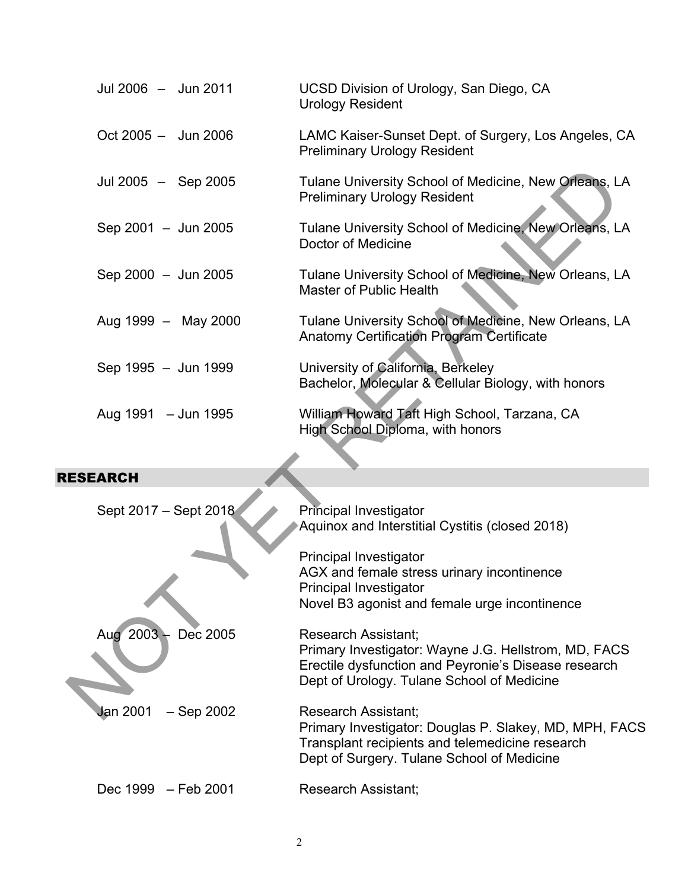| | |
|---|---|
| Jul 2006 – Jun 2011 | UCSD Division of Urology, San Diego, CA<br>Urology Resident |
| Oct 2005 – Jun 2006 | LAMC Kaiser-Sunset Dept. of Surgery, Los Angeles, CA<br>Preliminary Urology Resident |
| Jul 2005 – Sep 2005 | Tulane University School of Medicine, New Orleans, LA<br>Preliminary Urology Resident |
| Sep 2001 – Jun 2005 | Tulane University School of Medicine, New Orleans, LA<br>Doctor of Medicine |
| Sep 2000 – Jun 2005 | Tulane University School of Medicine, New Orleans, LA<br>Master of Public Health |
| Aug 1999 – May 2000 | Tulane University School of Medicine, New Orleans, LA<br>Anatomy Certification Program Certificate |
| Sep 1995 – Jun 1999 | University of California, Berkeley<br>Bachelor, Molecular & Cellular Biology, with honors |
| Aug 1991 – Jun 1995 | William Howard Taft High School, Tarzana, CA<br>High School Diploma, with honors |

## RESEARCH

| | |
|---|---|
| Sept 2017 – Sept 2018 | Principal Investigator<br>Aquinox and Interstitial Cystitis (closed 2018)<br><br>Principal Investigator<br>AGX and female stress urinary incontinence<br>Principal Investigator<br>Novel B3 agonist and female urge incontinence |
| Aug 2003 – Dec 2005 | Research Assistant;<br>Primary Investigator: Wayne J.G. Hellstrom, MD, FACS<br>Erectile dysfunction and Peyronie's Disease research<br>Dept of Urology. Tulane School of Medicine |
| Jan 2001 – Sep 2002 | Research Assistant;<br>Primary Investigator: Douglas P. Slakey, MD, MPH, FACS<br>Transplant recipients and telemedicine research<br>Dept of Surgery. Tulane School of Medicine |
| Dec 1999 – Feb 2001 | Research Assistant; |

NOT YET RETAINED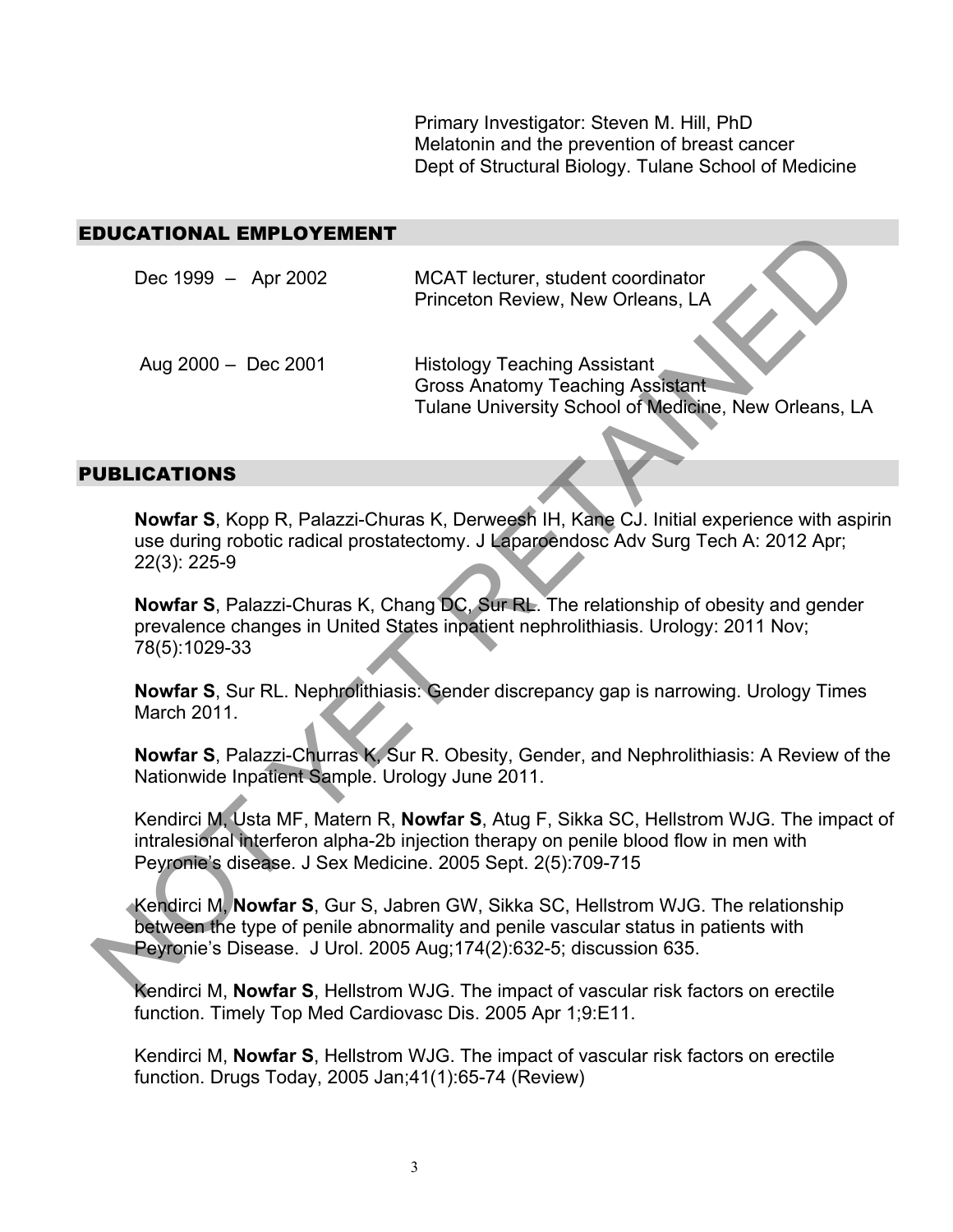Primary Investigator: Steven M. Hill, PhD
Melatonin and the prevention of breast cancer
Dept of Structural Biology. Tulane School of Medicine

## EDUCATIONAL EMPLOYEMENT

Dec 1999 – Apr 2002 — MCAT lecturer, student coordinator
Princeton Review, New Orleans, LA

Aug 2000 – Dec 2001 — Histology Teaching Assistant
Gross Anatomy Teaching Assistant
Tulane University School of Medicine, New Orleans, LA

## PUBLICATIONS

**Nowfar S**, Kopp R, Palazzi-Churas K, Derweesh IH, Kane CJ. Initial experience with aspirin use during robotic radical prostatectomy. J Laparoendosc Adv Surg Tech A: 2012 Apr; 22(3): 225-9

**Nowfar S**, Palazzi-Churas K, Chang DC, Sur RL. The relationship of obesity and gender prevalence changes in United States inpatient nephrolithiasis. Urology: 2011 Nov; 78(5):1029-33

**Nowfar S**, Sur RL. Nephrolithiasis: Gender discrepancy gap is narrowing. Urology Times March 2011.

**Nowfar S**, Palazzi-Churras K, Sur R. Obesity, Gender, and Nephrolithiasis: A Review of the Nationwide Inpatient Sample. Urology June 2011.

Kendirci M, Usta MF, Matern R, **Nowfar S**, Atug F, Sikka SC, Hellstrom WJG. The impact of intralesional interferon alpha-2b injection therapy on penile blood flow in men with Peyronie's disease. J Sex Medicine. 2005 Sept. 2(5):709-715

Kendirci M, **Nowfar S**, Gur S, Jabren GW, Sikka SC, Hellstrom WJG. The relationship between the type of penile abnormality and penile vascular status in patients with Peyronie's Disease. J Urol. 2005 Aug;174(2):632-5; discussion 635.

Kendirci M, **Nowfar S**, Hellstrom WJG. The impact of vascular risk factors on erectile function. Timely Top Med Cardiovasc Dis. 2005 Apr 1;9:E11.

Kendirci M, **Nowfar S**, Hellstrom WJG. The impact of vascular risk factors on erectile function. Drugs Today, 2005 Jan;41(1):65-74 (Review)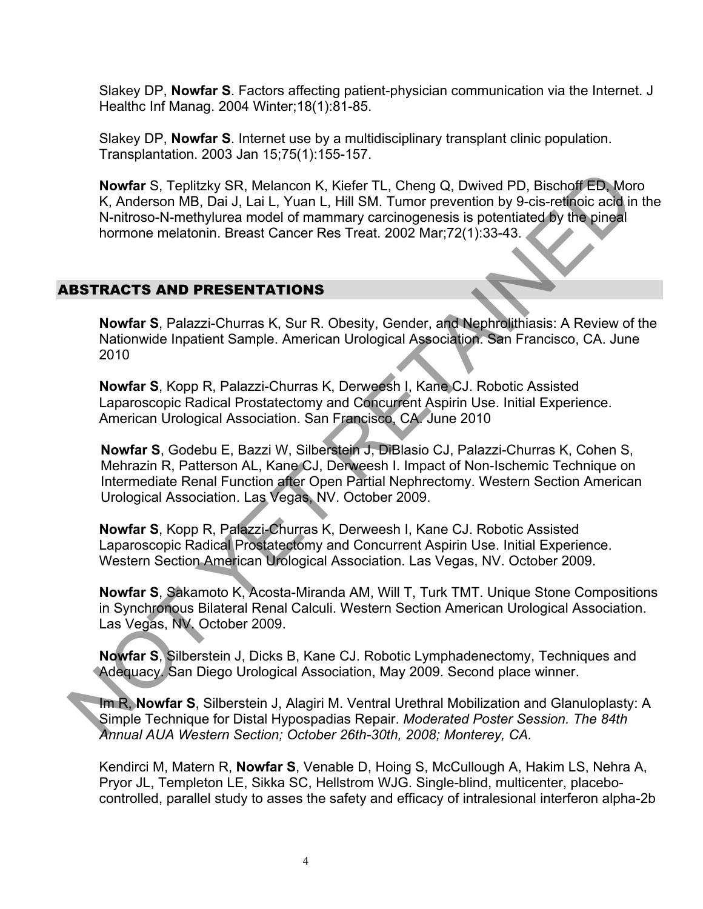Slakey DP, **Nowfar S**. Factors affecting patient-physician communication via the Internet. J Healthc Inf Manag. 2004 Winter;18(1):81-85.

Slakey DP, **Nowfar S**. Internet use by a multidisciplinary transplant clinic population. Transplantation. 2003 Jan 15;75(1):155-157.

**Nowfar** S, Teplitzky SR, Melancon K, Kiefer TL, Cheng Q, Dwived PD, Bischoff ED, Moro K, Anderson MB, Dai J, Lai L, Yuan L, Hill SM. Tumor prevention by 9-cis-retinoic acid in the N-nitroso-N-methylurea model of mammary carcinogenesis is potentiated by the pineal hormone melatonin. Breast Cancer Res Treat. 2002 Mar;72(1):33-43.

## ABSTRACTS AND PRESENTATIONS

**Nowfar S**, Palazzi-Churras K, Sur R. Obesity, Gender, and Nephrolithiasis: A Review of the Nationwide Inpatient Sample. American Urological Association. San Francisco, CA. June 2010

**Nowfar S**, Kopp R, Palazzi-Churras K, Derweesh I, Kane CJ. Robotic Assisted Laparoscopic Radical Prostatectomy and Concurrent Aspirin Use. Initial Experience. American Urological Association. San Francisco, CA. June 2010

**Nowfar S**, Godebu E, Bazzi W, Silberstein J, DiBlasio CJ, Palazzi-Churras K, Cohen S, Mehrazin R, Patterson AL, Kane CJ, Derweesh I. Impact of Non-Ischemic Technique on Intermediate Renal Function after Open Partial Nephrectomy. Western Section American Urological Association. Las Vegas, NV. October 2009.

**Nowfar S**, Kopp R, Palazzi-Churras K, Derweesh I, Kane CJ. Robotic Assisted Laparoscopic Radical Prostatectomy and Concurrent Aspirin Use. Initial Experience. Western Section American Urological Association. Las Vegas, NV. October 2009.

**Nowfar S**, Sakamoto K, Acosta-Miranda AM, Will T, Turk TMT. Unique Stone Compositions in Synchronous Bilateral Renal Calculi. Western Section American Urological Association. Las Vegas, NV. October 2009.

**Nowfar S**, Silberstein J, Dicks B, Kane CJ. Robotic Lymphadenectomy, Techniques and Adequacy. San Diego Urological Association, May 2009. Second place winner.

Im R, **Nowfar S**, Silberstein J, Alagiri M. Ventral Urethral Mobilization and Glanuloplasty: A Simple Technique for Distal Hypospadias Repair. *Moderated Poster Session. The 84th Annual AUA Western Section; October 26th-30th, 2008; Monterey, CA.*

Kendirci M, Matern R, **Nowfar S**, Venable D, Hoing S, McCullough A, Hakim LS, Nehra A, Pryor JL, Templeton LE, Sikka SC, Hellstrom WJG. Single-blind, multicenter, placebo-controlled, parallel study to asses the safety and efficacy of intralesional interferon alpha-2b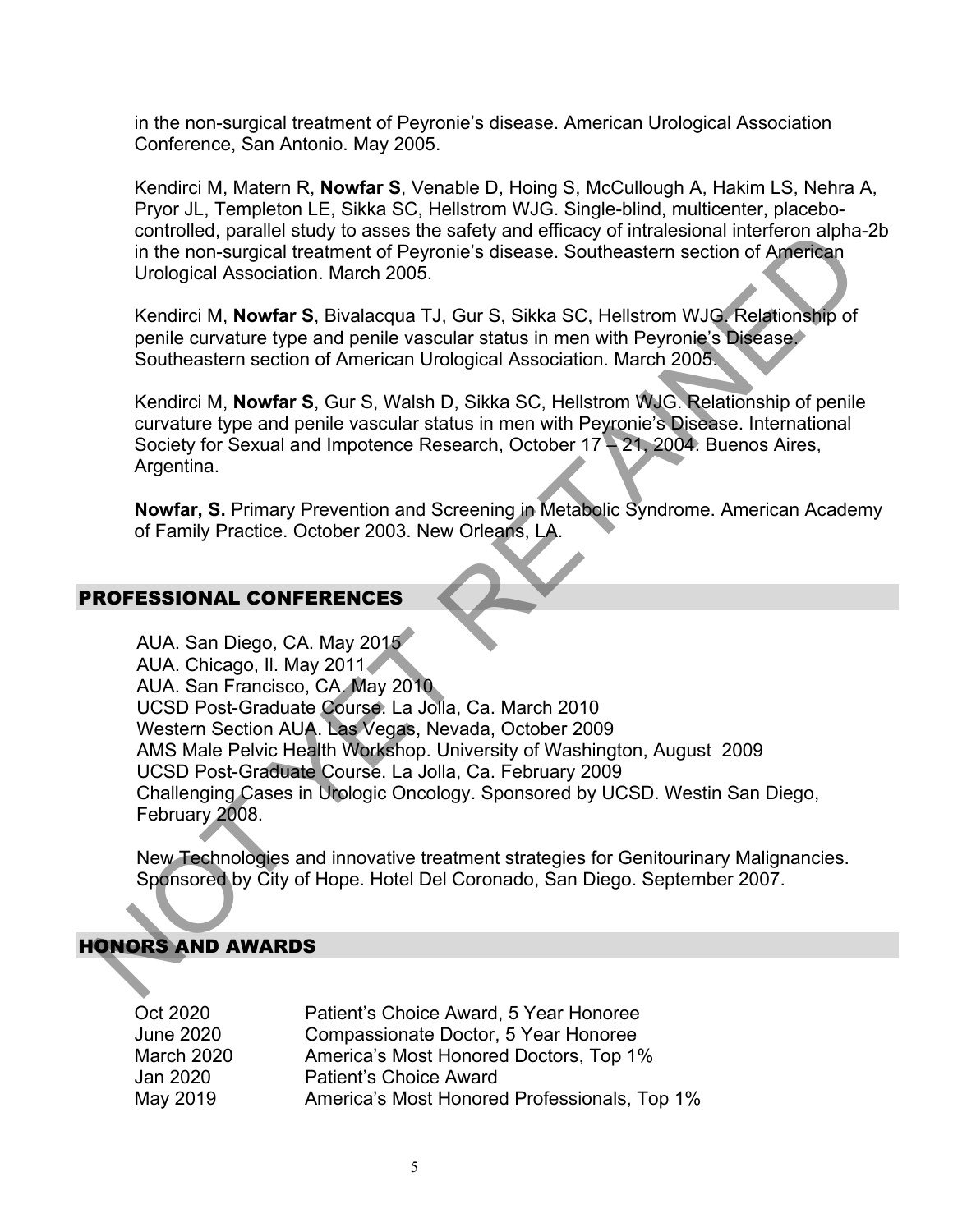in the non-surgical treatment of Peyronie's disease. American Urological Association Conference, San Antonio. May 2005.

Kendirci M, Matern R, **Nowfar S**, Venable D, Hoing S, McCullough A, Hakim LS, Nehra A, Pryor JL, Templeton LE, Sikka SC, Hellstrom WJG. Single-blind, multicenter, placebo-controlled, parallel study to asses the safety and efficacy of intralesional interferon alpha-2b in the non-surgical treatment of Peyronie's disease. Southeastern section of American Urological Association. March 2005.

Kendirci M, **Nowfar S**, Bivalacqua TJ, Gur S, Sikka SC, Hellstrom WJG. Relationship of penile curvature type and penile vascular status in men with Peyronie's Disease. Southeastern section of American Urological Association. March 2005.

Kendirci M, **Nowfar S**, Gur S, Walsh D, Sikka SC, Hellstrom WJG. Relationship of penile curvature type and penile vascular status in men with Peyronie's Disease. International Society for Sexual and Impotence Research, October 17 – 21, 2004. Buenos Aires, Argentina.

**Nowfar, S.** Primary Prevention and Screening in Metabolic Syndrome. American Academy of Family Practice. October 2003. New Orleans, LA.

## PROFESSIONAL CONFERENCES

AUA. San Diego, CA. May 2015
AUA. Chicago, Il. May 2011
AUA. San Francisco, CA. May 2010
UCSD Post-Graduate Course. La Jolla, Ca. March 2010
Western Section AUA. Las Vegas, Nevada, October 2009
AMS Male Pelvic Health Workshop. University of Washington, August 2009
UCSD Post-Graduate Course. La Jolla, Ca. February 2009
Challenging Cases in Urologic Oncology. Sponsored by UCSD. Westin San Diego, February 2008.

New Technologies and innovative treatment strategies for Genitourinary Malignancies. Sponsored by City of Hope. Hotel Del Coronado, San Diego. September 2007.

## HONORS AND AWARDS

| | |
|---|---|
| Oct 2020 | Patient's Choice Award, 5 Year Honoree |
| June 2020 | Compassionate Doctor, 5 Year Honoree |
| March 2020 | America's Most Honored Doctors, Top 1% |
| Jan 2020 | Patient's Choice Award |
| May 2019 | America's Most Honored Professionals, Top 1% |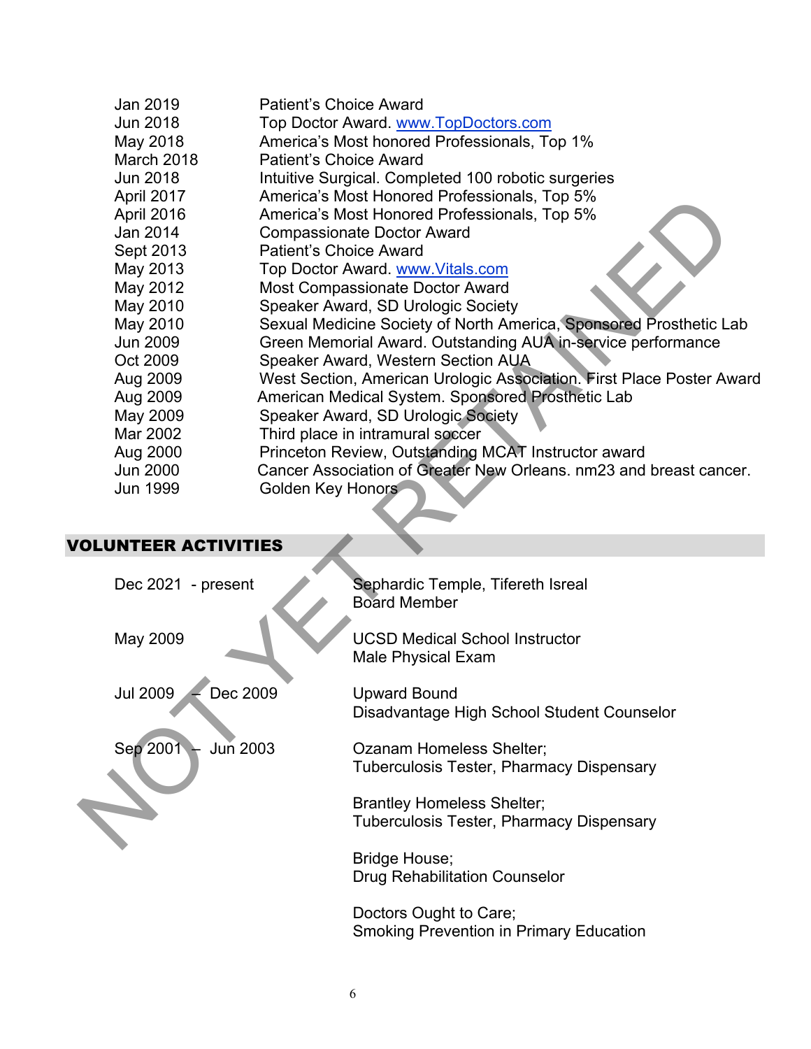| | |
|---|---|
| Jan 2019 | Patient's Choice Award |
| Jun 2018 | Top Doctor Award. www.TopDoctors.com |
| May 2018 | America's Most honored Professionals, Top 1% |
| March 2018 | Patient's Choice Award |
| Jun 2018 | Intuitive Surgical. Completed 100 robotic surgeries |
| April 2017 | America's Most Honored Professionals, Top 5% |
| April 2016 | America's Most Honored Professionals, Top 5% |
| Jan 2014 | Compassionate Doctor Award |
| Sept 2013 | Patient's Choice Award |
| May 2013 | Top Doctor Award. www.Vitals.com |
| May 2012 | Most Compassionate Doctor Award |
| May 2010 | Speaker Award, SD Urologic Society |
| May 2010 | Sexual Medicine Society of North America, Sponsored Prosthetic Lab |
| Jun 2009 | Green Memorial Award. Outstanding AUA in-service performance |
| Oct 2009 | Speaker Award, Western Section AUA |
| Aug 2009 | West Section, American Urologic Association. First Place Poster Award |
| Aug 2009 | American Medical System. Sponsored Prosthetic Lab |
| May 2009 | Speaker Award, SD Urologic Society |
| Mar 2002 | Third place in intramural soccer |
| Aug 2000 | Princeton Review, Outstanding MCAT Instructor award |
| Jun 2000 | Cancer Association of Greater New Orleans. nm23 and breast cancer. |
| Jun 1999 | Golden Key Honors |

## VOLUNTEER ACTIVITIES

| | |
|---|---|
| Dec 2021 - present | Sephardic Temple, Tifereth Isreal<br>Board Member |
| May 2009 | UCSD Medical School Instructor<br>Male Physical Exam |
| Jul 2009 – Dec 2009 | Upward Bound<br>Disadvantage High School Student Counselor |
| Sep 2001 – Jun 2003 | Ozanam Homeless Shelter;<br>Tuberculosis Tester, Pharmacy Dispensary |
| | Brantley Homeless Shelter;<br>Tuberculosis Tester, Pharmacy Dispensary |
| | Bridge House;<br>Drug Rehabilitation Counselor |
| | Doctors Ought to Care;<br>Smoking Prevention in Primary Education |

NOT YET RETAINED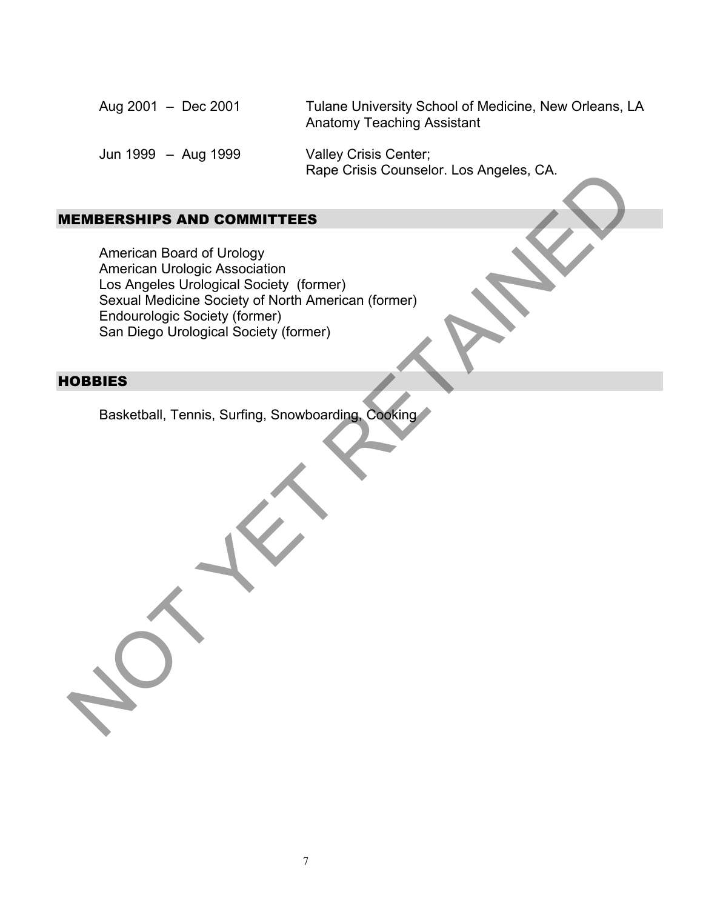| | |
|---|---|
| Aug 2001 – Dec 2001 | Tulane University School of Medicine, New Orleans, LA<br>Anatomy Teaching Assistant |
| Jun 1999 – Aug 1999 | Valley Crisis Center;<br>Rape Crisis Counselor. Los Angeles, CA. |

## MEMBERSHIPS AND COMMITTEES

American Board of Urology
American Urologic Association
Los Angeles Urological Society (former)
Sexual Medicine Society of North American (former)
Endourologic Society (former)
San Diego Urological Society (former)

## HOBBIES

Basketball, Tennis, Surfing, Snowboarding, Cooking

NOT YET RETAINED